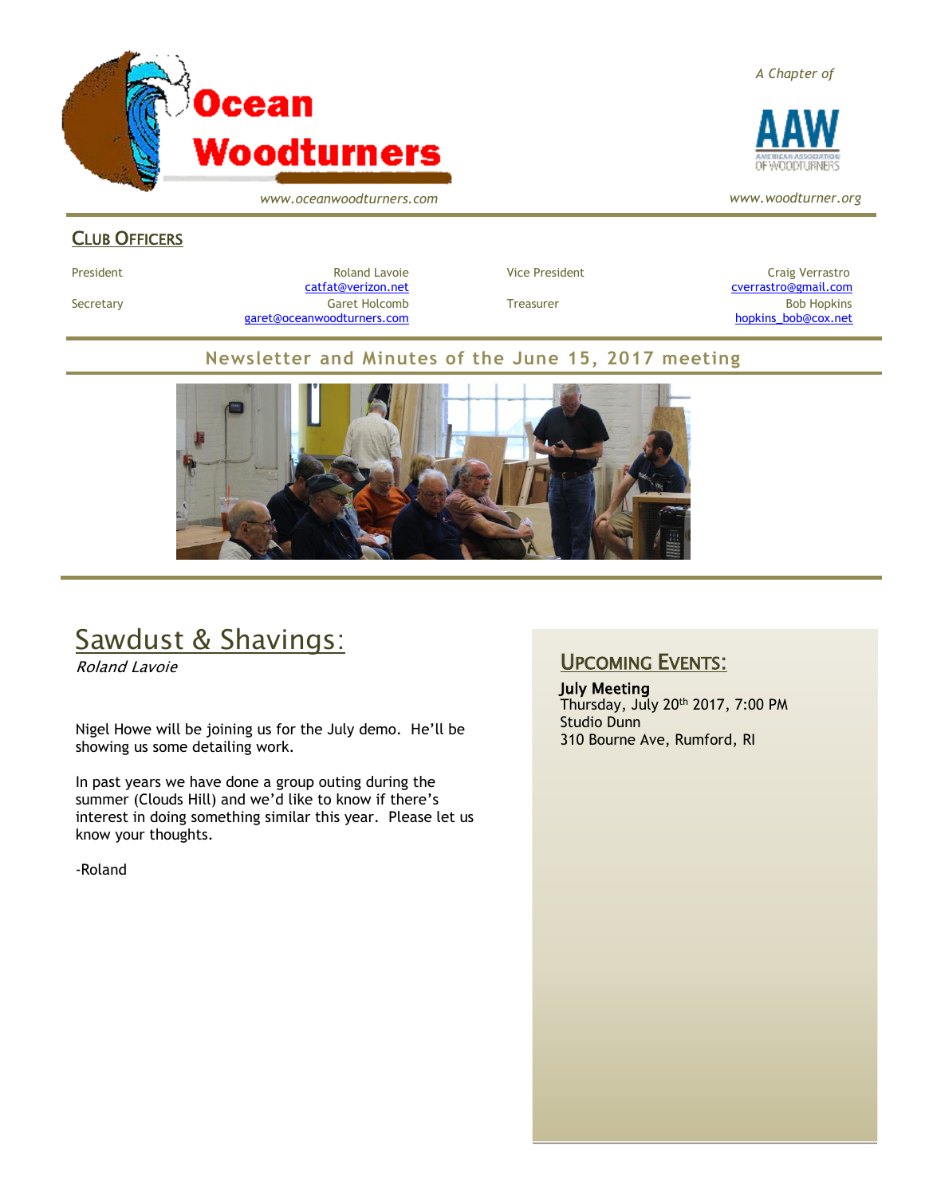# Ocean Woodturners

*www.oceanwoodturners.com*

*A Chapter of*

AAW AMERICAN ASSOCIATION OF WOODTURNERS

*www.woodturner.org*

## CLUB OFFICERS

| | | | |
|---|---|---|---|
| President | Roland Lavoie catfat@verizon.net | Vice President | Craig Verrastro cverrastro@gmail.com |
| Secretary | Garet Holcomb garet@oceanwoodturners.com | Treasurer | Bob Hopkins hopkins_bob@cox.net |

## Newsletter and Minutes of the June 15, 2017 meeting

## Sawdust & Shavings:

*Roland Lavoie*

Nigel Howe will be joining us for the July demo. He'll be showing us some detailing work.

In past years we have done a group outing during the summer (Clouds Hill) and we'd like to know if there's interest in doing something similar this year. Please let us know your thoughts.

-Roland

## UPCOMING EVENTS:

**July Meeting**
Thursday, July 20th 2017, 7:00 PM
Studio Dunn
310 Bourne Ave, Rumford, RI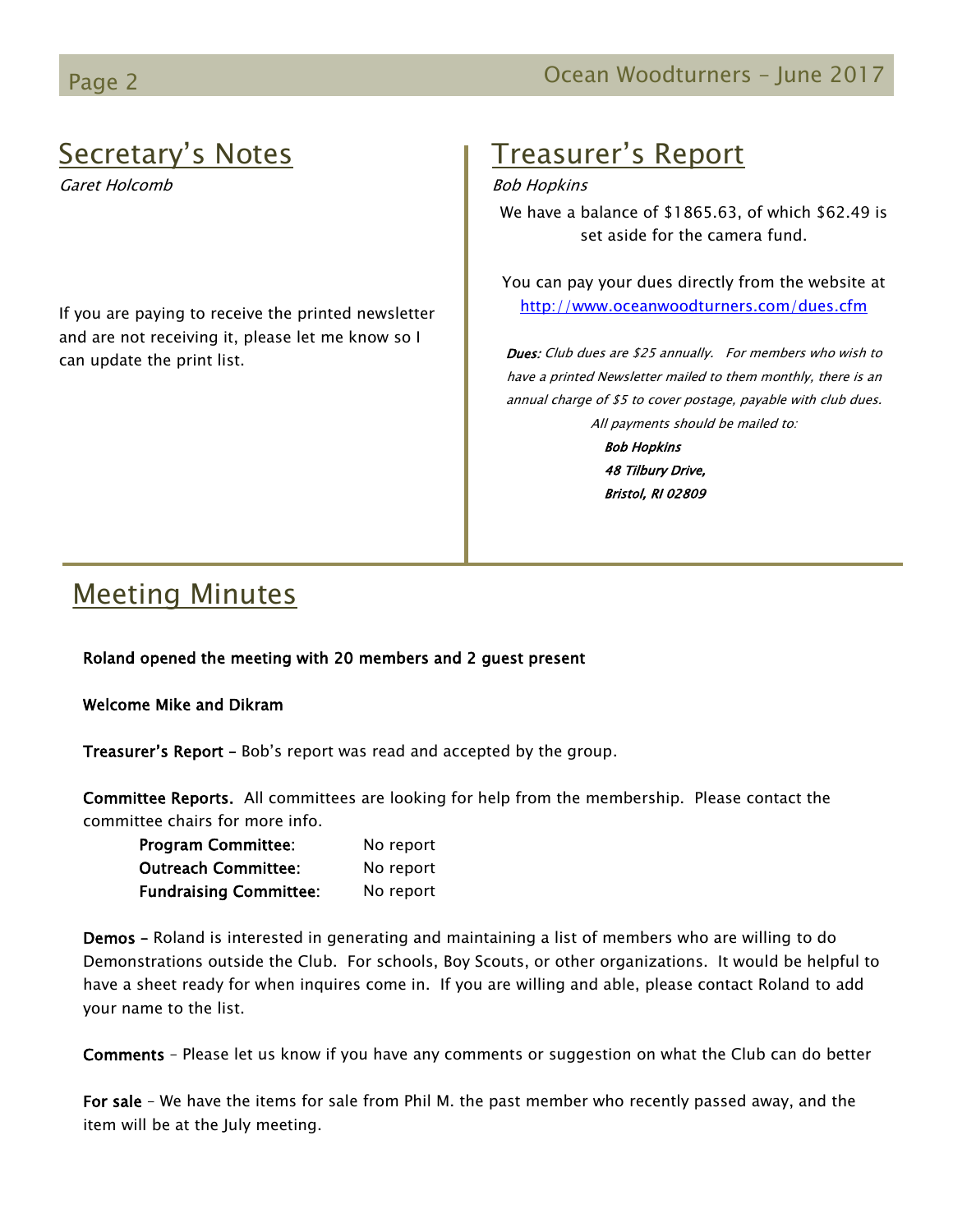## Secretary's Notes

*Garet Holcomb*

If you are paying to receive the printed newsletter and are not receiving it, please let me know so I can update the print list.

## Treasurer's Report

*Bob Hopkins*

We have a balance of $1865.63, of which $62.49 is set aside for the camera fund.

You can pay your dues directly from the website at [http://www.oceanwoodturners.com/dues.cfm](http://www.oceanwoodturners.com/dues.cfm)

***Dues:*** *Club dues are $25 annually. For members who wish to have a printed Newsletter mailed to them monthly, there is an annual charge of $5 to cover postage, payable with club dues. All payments should be mailed to:*

***Bob Hopkins***
***48 Tilbury Drive,***
***Bristol, RI 02809***

## Meeting Minutes

**Roland opened the meeting with 20 members and 2 guest present**

**Welcome Mike and Dikram**

**Treasurer's Report –** Bob's report was read and accepted by the group.

**Committee Reports.** All committees are looking for help from the membership. Please contact the committee chairs for more info.

| | |
|---|---|
| **Program Committee**: | No report |
| **Outreach Committee**: | No report |
| **Fundraising Committee**: | No report |

**Demos –** Roland is interested in generating and maintaining a list of members who are willing to do Demonstrations outside the Club. For schools, Boy Scouts, or other organizations. It would be helpful to have a sheet ready for when inquires come in. If you are willing and able, please contact Roland to add your name to the list.

**Comments** – Please let us know if you have any comments or suggestion on what the Club can do better

**For sale** – We have the items for sale from Phil M. the past member who recently passed away, and the item will be at the July meeting.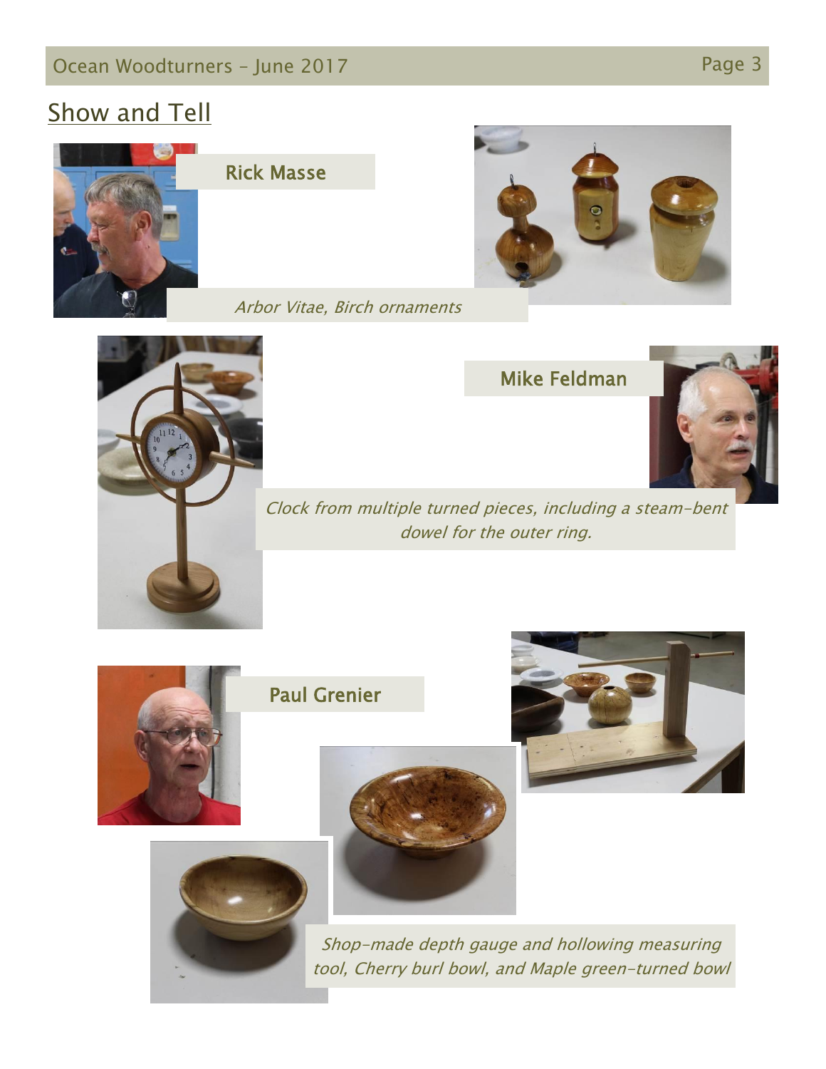## Show and Tell

Rick Masse

*Arbor Vitae, Birch ornaments*

Mike Feldman

*Clock from multiple turned pieces, including a steam-bent dowel for the outer ring.*

Paul Grenier

*Shop-made depth gauge and hollowing measuring tool, Cherry burl bowl, and Maple green-turned bowl*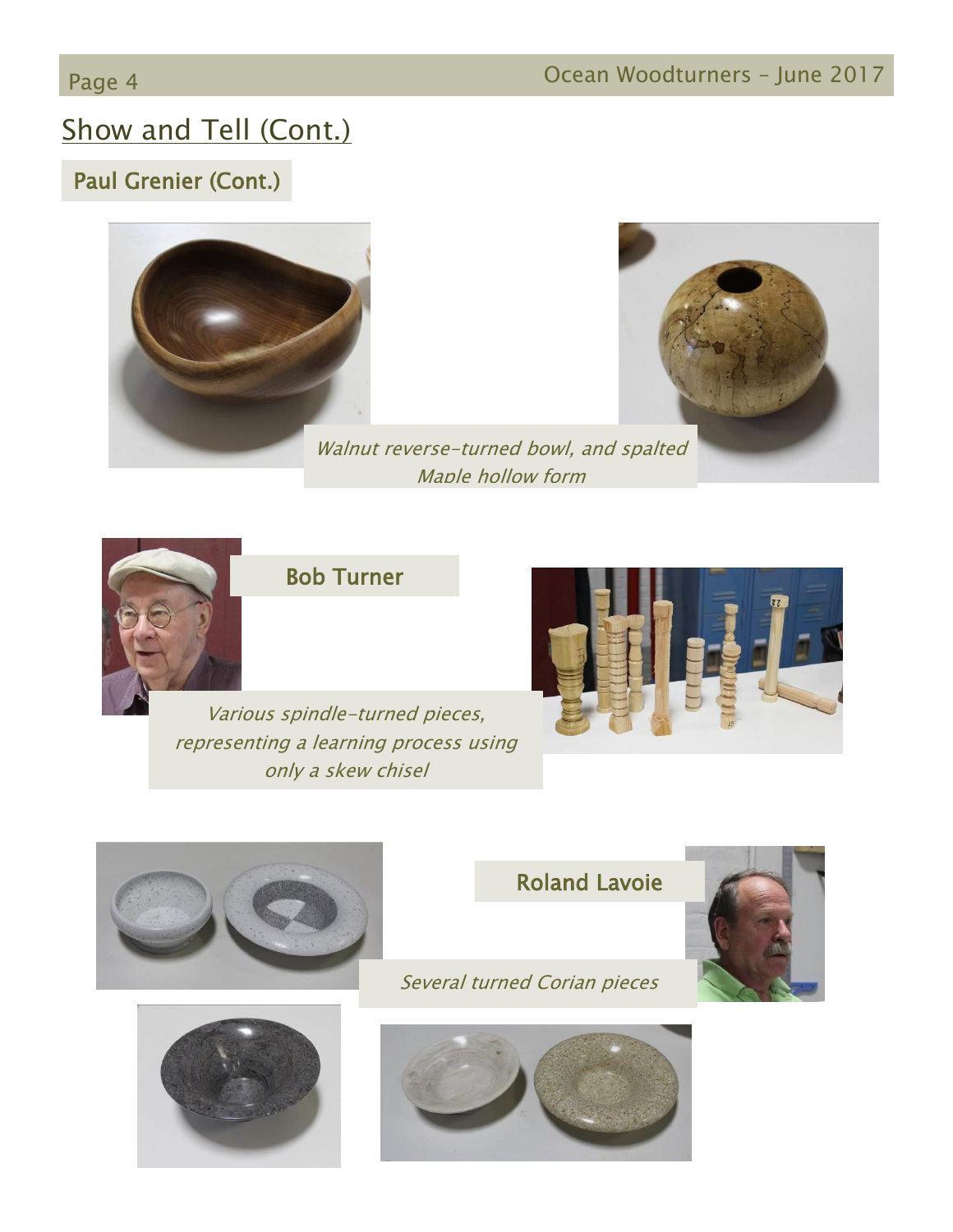## Show and Tell (Cont.)

### Paul Grenier (Cont.)

*Walnut reverse-turned bowl, and spalted Maple hollow form*

### Bob Turner

*Various spindle-turned pieces, representing a learning process using only a skew chisel*

### Roland Lavoie

*Several turned Corian pieces*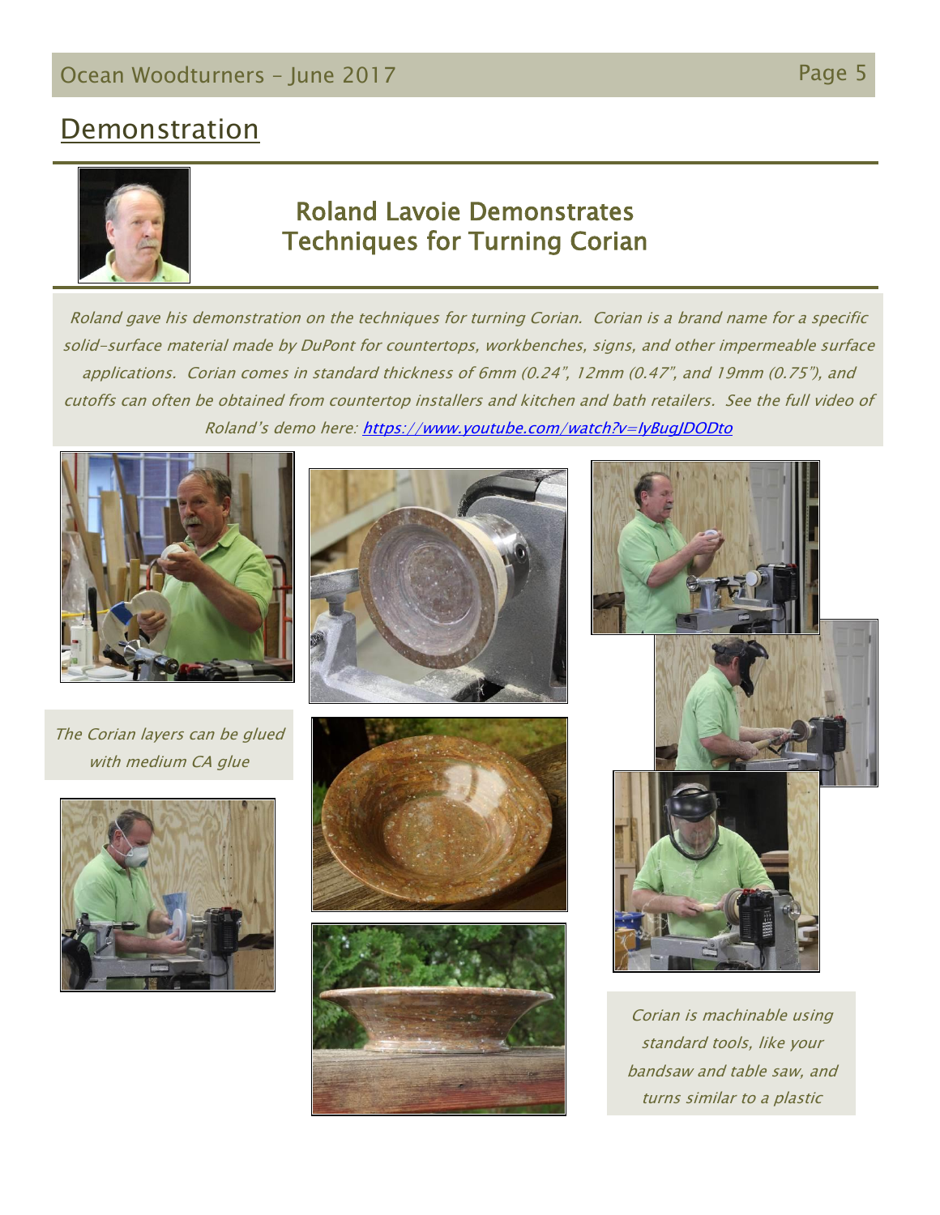## Demonstration

### Roland Lavoie Demonstrates Techniques for Turning Corian

*Roland gave his demonstration on the techniques for turning Corian. Corian is a brand name for a specific solid-surface material made by DuPont for countertops, workbenches, signs, and other impermeable surface applications. Corian comes in standard thickness of 6mm (0.24", 12mm (0.47", and 19mm (0.75"), and cutoffs can often be obtained from countertop installers and kitchen and bath retailers. See the full video of Roland's demo here: [https://www.youtube.com/watch?v=IyBugJDODto](https://www.youtube.com/watch?v=IyBugJDODto)*

*The Corian layers can be glued with medium CA glue*

*Corian is machinable using standard tools, like your bandsaw and table saw, and turns similar to a plastic*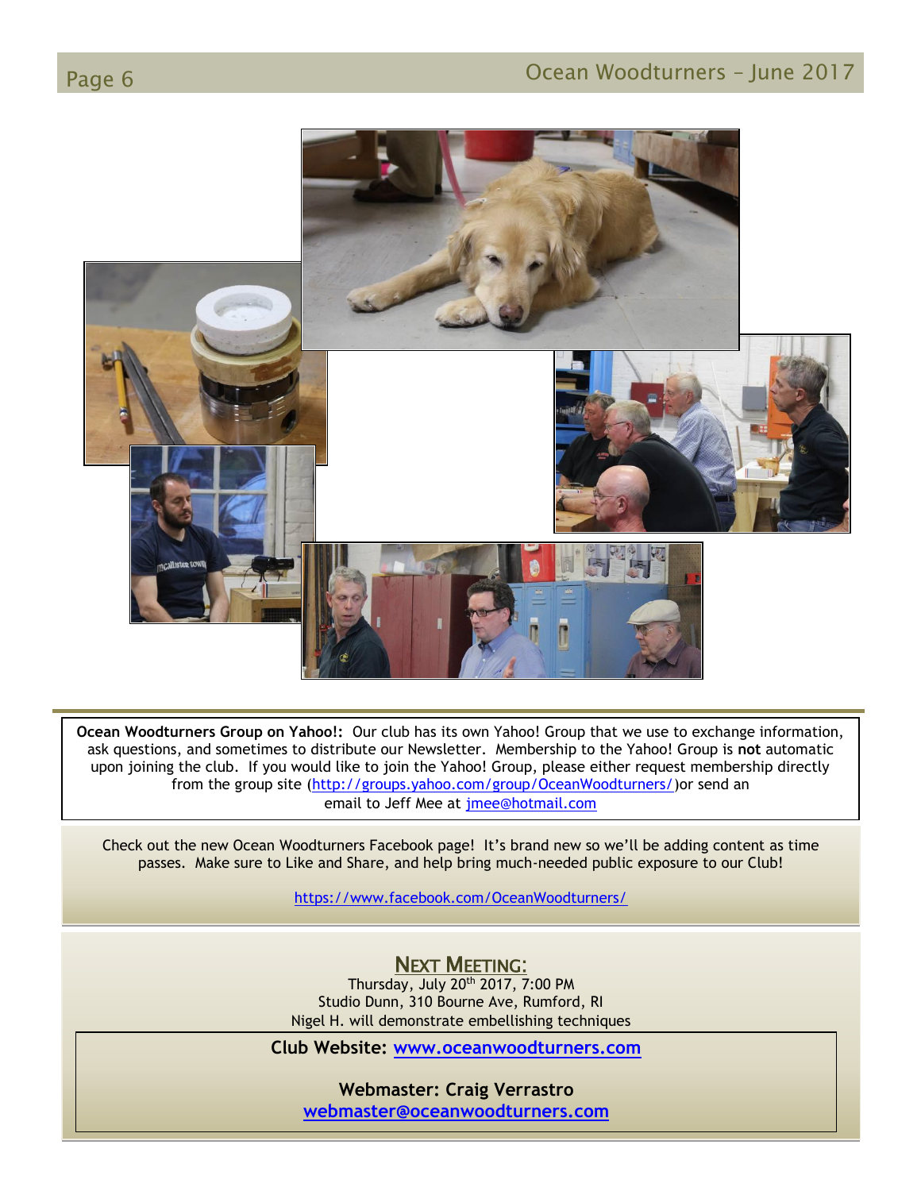**Ocean Woodturners Group on Yahoo!:** Our club has its own Yahoo! Group that we use to exchange information, ask questions, and sometimes to distribute our Newsletter. Membership to the Yahoo! Group is **not** automatic upon joining the club. If you would like to join the Yahoo! Group, please either request membership directly from the group site (http://groups.yahoo.com/group/OceanWoodturners/)or send an email to Jeff Mee at jmee@hotmail.com

Check out the new Ocean Woodturners Facebook page! It's brand new so we'll be adding content as time passes. Make sure to Like and Share, and help bring much-needed public exposure to our Club!

https://www.facebook.com/OceanWoodturners/

## NEXT MEETING:

Thursday, July 20th 2017, 7:00 PM
Studio Dunn, 310 Bourne Ave, Rumford, RI
Nigel H. will demonstrate embellishing techniques

**Club Website: www.oceanwoodturners.com**

**Webmaster: Craig Verrastro**
**webmaster@oceanwoodturners.com**